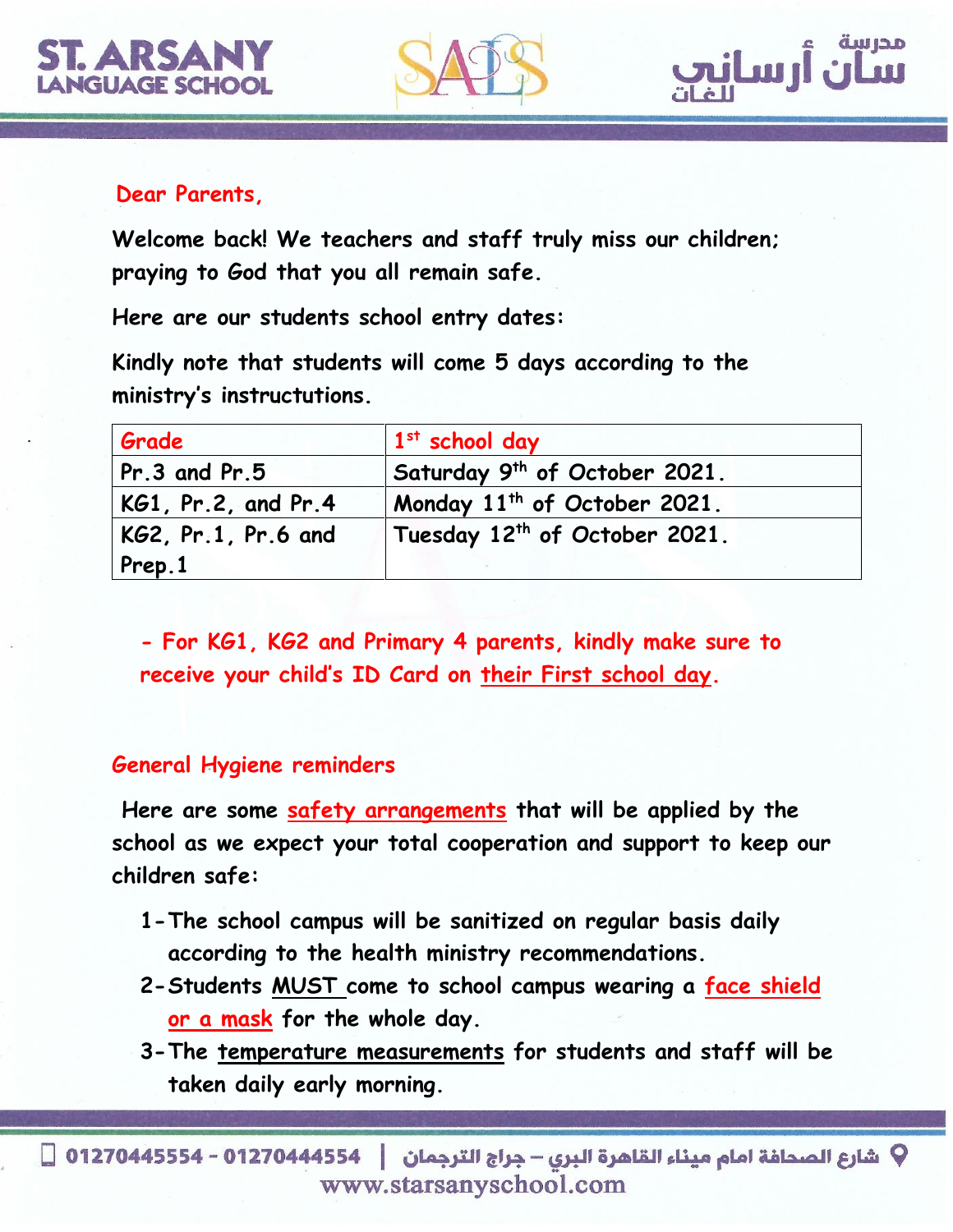Dear Parents,

Welcome back! We teachers and staff truly miss our children; praying to God that you all remain safe.

Here are our students school entry dates:

Kindly note that students will come 5 days according to the ministry's instructutions.

| Grade | 1st school day |
|---|---|
| Pr.3 and Pr.5 | Saturday 9th of October 2021. |
| KG1, Pr.2, and Pr.4 | Monday 11th of October 2021. |
| KG2, Pr.1, Pr.6 and Prep.1 | Tuesday 12th of October 2021. |

- For KG1, KG2 and Primary 4 parents, kindly make sure to receive your child's ID Card on their First school day.

## General Hygiene reminders

Here are some safety arrangements that will be applied by the school as we expect your total cooperation and support to keep our children safe:

1- The school campus will be sanitized on regular basis daily according to the health ministry recommendations.
2- Students MUST come to school campus wearing a face shield or a mask for the whole day.
3- The temperature measurements for students and staff will be taken daily early morning.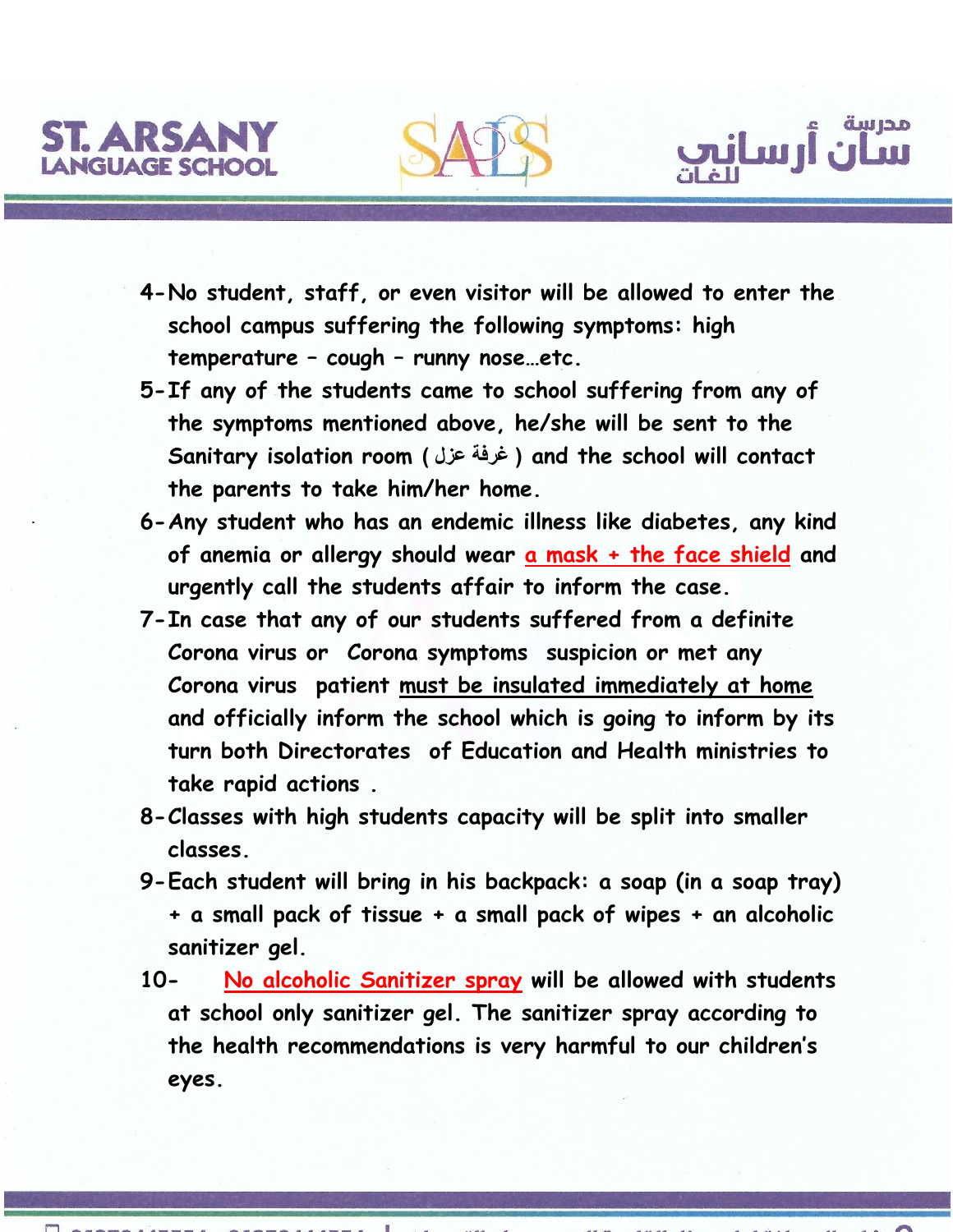4- No student, staff, or even visitor will be allowed to enter the school campus suffering the following symptoms: high temperature – cough – runny nose…etc.

5- If any of the students came to school suffering from any of the symptoms mentioned above, he/she will be sent to the Sanitary isolation room ( غرفة عزل ) and the school will contact the parents to take him/her home.

6- Any student who has an endemic illness like diabetes, any kind of anemia or allergy should wear <u>a mask + the face shield</u> and urgently call the students affair to inform the case.

7- In case that any of our students suffered from a definite Corona virus or Corona symptoms suspicion or met any Corona virus patient <u>must be insulated immediately at home</u> and officially inform the school which is going to inform by its turn both Directorates of Education and Health ministries to take rapid actions .

8- Classes with high students capacity will be split into smaller classes.

9- Each student will bring in his backpack: a soap (in a soap tray) + a small pack of tissue + a small pack of wipes + an alcoholic sanitizer gel.

10- <u>No alcoholic Sanitizer spray</u> will be allowed with students at school only sanitizer gel. The sanitizer spray according to the health recommendations is very harmful to our children's eyes.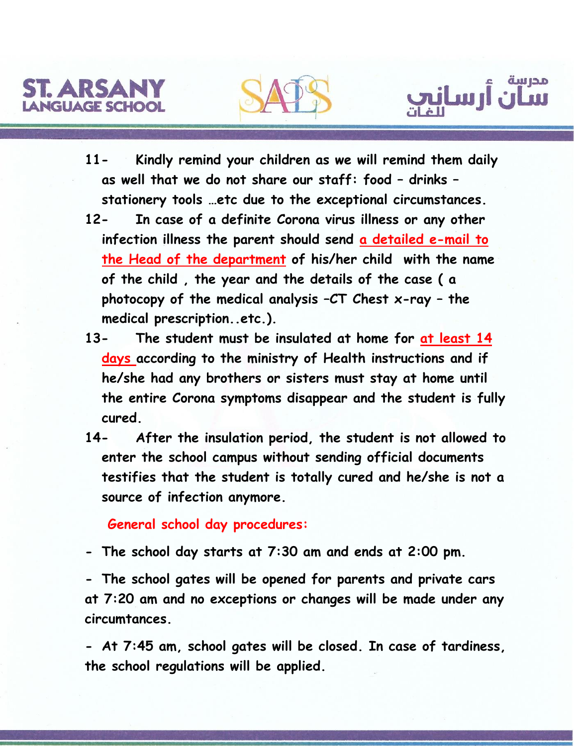11- Kindly remind your children as we will remind them daily as well that we do not share our staff: food – drinks – stationery tools …etc due to the exceptional circumstances.

12- In case of a definite Corona virus illness or any other infection illness the parent should send a detailed e-mail to the Head of the department of his/her child with the name of the child , the year and the details of the case ( a photocopy of the medical analysis –CT Chest x-ray – the medical prescription..etc.).

13- The student must be insulated at home for at least 14 days according to the ministry of Health instructions and if he/she had any brothers or sisters must stay at home until the entire Corona symptoms disappear and the student is fully cured.

14- After the insulation period, the student is not allowed to enter the school campus without sending official documents testifies that the student is totally cured and he/she is not a source of infection anymore.

**General school day procedures:**

- The school day starts at 7:30 am and ends at 2:00 pm.

- The school gates will be opened for parents and private cars at 7:20 am and no exceptions or changes will be made under any circumtances.

- At 7:45 am, school gates will be closed. In case of tardiness, the school regulations will be applied.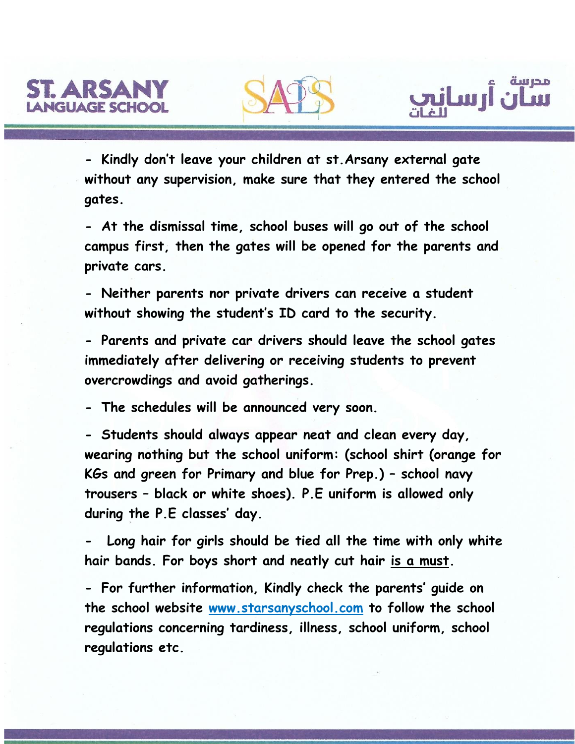- Kindly don't leave your children at st.Arsany external gate without any supervision, make sure that they entered the school gates.

- At the dismissal time, school buses will go out of the school campus first, then the gates will be opened for the parents and private cars.

- Neither parents nor private drivers can receive a student without showing the student's ID card to the security.

- Parents and private car drivers should leave the school gates immediately after delivering or receiving students to prevent overcrowdings and avoid gatherings.

- The schedules will be announced very soon.

- Students should always appear neat and clean every day, wearing nothing but the school uniform: (school shirt (orange for KGs and green for Primary and blue for Prep.) – school navy trousers – black or white shoes). P.E uniform is allowed only during the P.E classes' day.

- Long hair for girls should be tied all the time with only white hair bands. For boys short and neatly cut hair is a must.

- For further information, Kindly check the parents' guide on the school website [www.starsanyschool.com](http://www.starsanyschool.com) to follow the school regulations concerning tardiness, illness, school uniform, school regulations etc.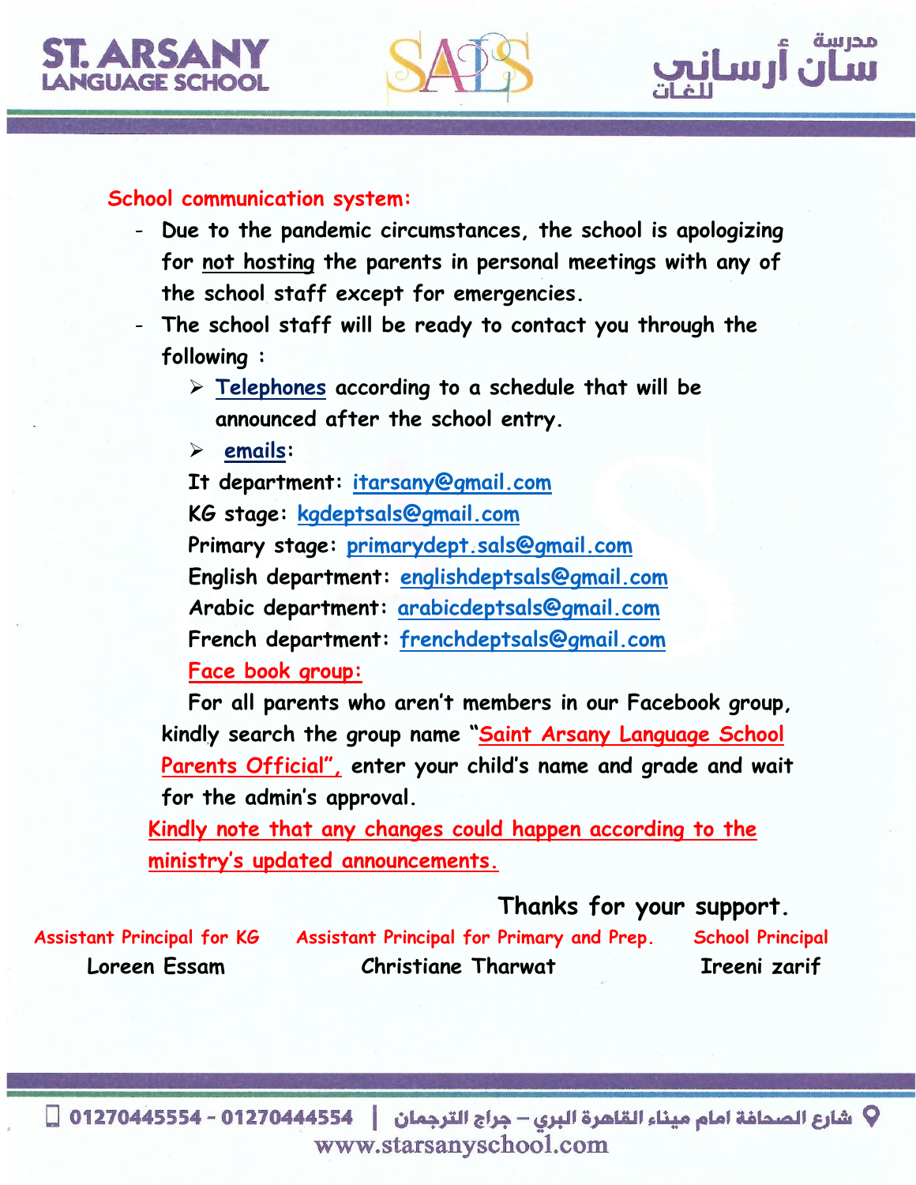**School communication system:**

- Due to the pandemic circumstances, the school is apologizing for not hosting the parents in personal meetings with any of the school staff except for emergencies.
- The school staff will be ready to contact you through the following :
  - Telephones according to a schedule that will be announced after the school entry.
  - emails:

It department: itarsany@gmail.com

KG stage: kgdeptsals@gmail.com

Primary stage: primarydept.sals@gmail.com

English department: englishdeptsals@gmail.com

Arabic department: arabicdeptsals@gmail.com

French department: frenchdeptsals@gmail.com

**Face book group:**

For all parents who aren't members in our Facebook group, kindly search the group name "Saint Arsany Language School Parents Official", enter your child's name and grade and wait for the admin's approval.

Kindly note that any changes could happen according to the ministry's updated announcements.

Thanks for your support.

| Assistant Principal for KG | Assistant Principal for Primary and Prep. | School Principal |
|---|---|---|
| Loreen Essam | Christiane Tharwat | Ireeni zarif |